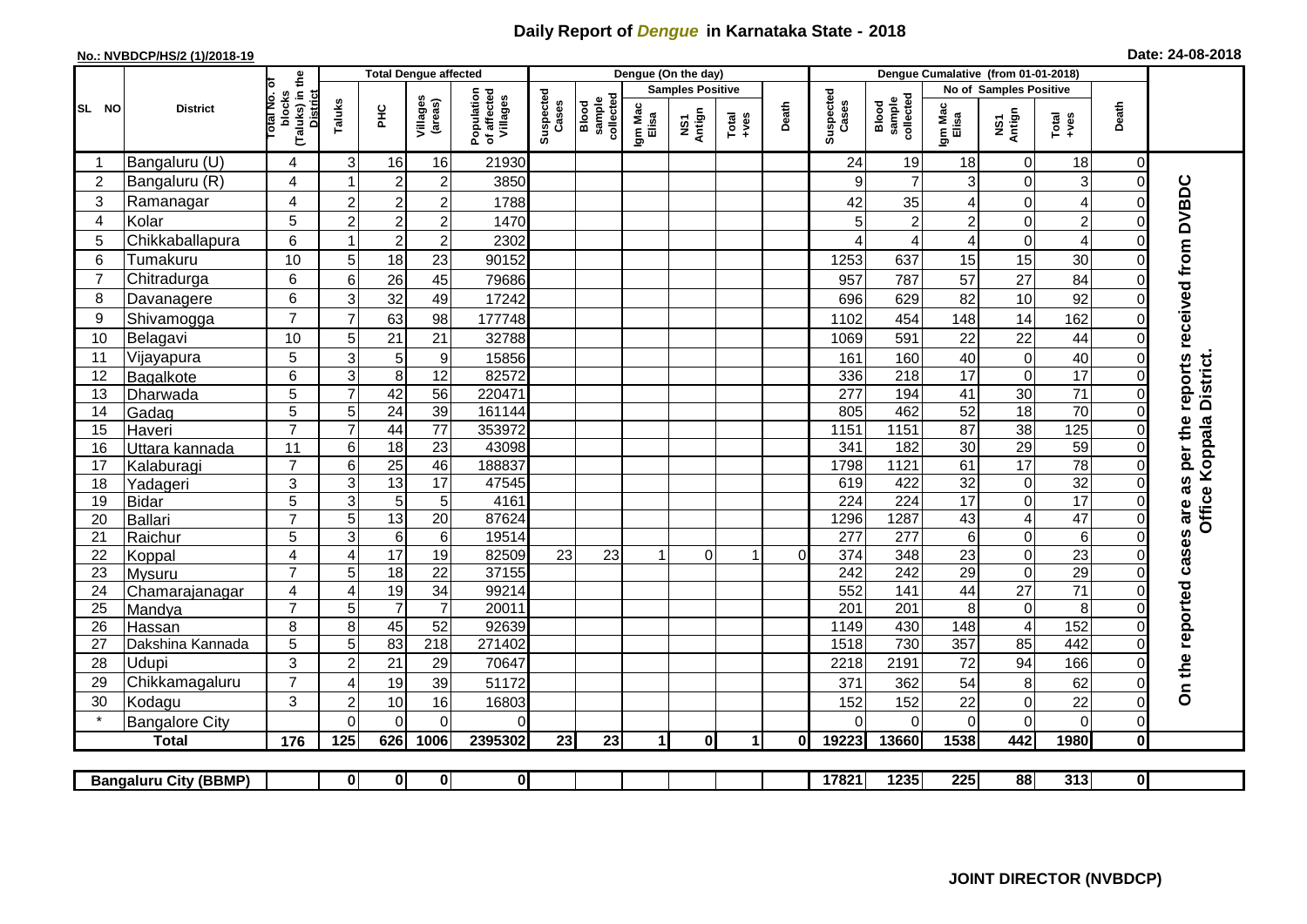# Daily Report of *Dengue* in Karnataka State - 2018

**No.: NVBDCP/HS/2 (1)/2018-19** **Date: 24-08-2018**

| SL NO | District | Total No. of blocks (Taluks) in the District | Total Dengue affected | | | | Dengue (On the day) | | | | | | Dengue Cumalative (from 01-01-2018) | | | | | | |
|---|---|---|---|---|---|---|---|---|---|---|---|---|---|---|---|---|---|---|---|
| | | | Taluks | PHC | Villages (areas) | Population of affected Villages | Suspected Cases | Blood sample collected | Samples Positive | | | Death | Suspected Cases | Blood sample collected | No of Samples Positive | | | Death | |
| | | | | | | | | | Igm Mac Elisa | NS1 Antign | Total +ves | | | | Igm Mac Elisa | NS1 Antign | Total +ves | | |
| 1 | Bangaluru (U) | 4 | 3 | 16 | 16 | 21930 | | | | | | | 24 | 19 | 18 | 0 | 18 | 0 | On the reported cases are as per the reports received from DVBDC Office Koppala District. |
| 2 | Bangaluru (R) | 4 | 1 | 2 | 2 | 3850 | | | | | | | 9 | 7 | 3 | 0 | 3 | 0 | |
| 3 | Ramanagar | 4 | 2 | 2 | 2 | 1788 | | | | | | | 42 | 35 | 4 | 0 | 4 | 0 | |
| 4 | Kolar | 5 | 2 | 2 | 2 | 1470 | | | | | | | 5 | 2 | 2 | 0 | 2 | 0 | |
| 5 | Chikkaballapura | 6 | 1 | 2 | 2 | 2302 | | | | | | | 4 | 4 | 4 | 0 | 4 | 0 | |
| 6 | Tumakuru | 10 | 5 | 18 | 23 | 90152 | | | | | | | 1253 | 637 | 15 | 15 | 30 | 0 | |
| 7 | Chitradurga | 6 | 6 | 26 | 45 | 79686 | | | | | | | 957 | 787 | 57 | 27 | 84 | 0 | |
| 8 | Davanagere | 6 | 3 | 32 | 49 | 17242 | | | | | | | 696 | 629 | 82 | 10 | 92 | 0 | |
| 9 | Shivamogga | 7 | 7 | 63 | 98 | 177748 | | | | | | | 1102 | 454 | 148 | 14 | 162 | 0 | |
| 10 | Belagavi | 10 | 5 | 21 | 21 | 32788 | | | | | | | 1069 | 591 | 22 | 22 | 44 | 0 | |
| 11 | Vijayapura | 5 | 3 | 5 | 9 | 15856 | | | | | | | 161 | 160 | 40 | 0 | 40 | 0 | |
| 12 | Bagalkote | 6 | 3 | 8 | 12 | 82572 | | | | | | | 336 | 218 | 17 | 0 | 17 | 0 | |
| 13 | Dharwada | 5 | 7 | 42 | 56 | 220471 | | | | | | | 277 | 194 | 41 | 30 | 71 | 0 | |
| 14 | Gadag | 5 | 5 | 24 | 39 | 161144 | | | | | | | 805 | 462 | 52 | 18 | 70 | 0 | |
| 15 | Haveri | 7 | 7 | 44 | 77 | 353972 | | | | | | | 1151 | 1151 | 87 | 38 | 125 | 0 | |
| 16 | Uttara kannada | 11 | 6 | 18 | 23 | 43098 | | | | | | | 341 | 182 | 30 | 29 | 59 | 0 | |
| 17 | Kalaburagi | 7 | 6 | 25 | 46 | 188837 | | | | | | | 1798 | 1121 | 61 | 17 | 78 | 0 | |
| 18 | Yadageri | 3 | 3 | 13 | 17 | 47545 | | | | | | | 619 | 422 | 32 | 0 | 32 | 0 | |
| 19 | Bidar | 5 | 3 | 5 | 5 | 4161 | | | | | | | 224 | 224 | 17 | 0 | 17 | 0 | |
| 20 | Ballari | 7 | 5 | 13 | 20 | 87624 | | | | | | | 1296 | 1287 | 43 | 4 | 47 | 0 | |
| 21 | Raichur | 5 | 3 | 6 | 6 | 19514 | | | | | | | 277 | 277 | 6 | 0 | 6 | 0 | |
| 22 | Koppal | 4 | 4 | 17 | 19 | 82509 | 23 | 23 | 1 | 0 | 1 | 0 | 374 | 348 | 23 | 0 | 23 | 0 | |
| 23 | Mysuru | 7 | 5 | 18 | 22 | 37155 | | | | | | | 242 | 242 | 29 | 0 | 29 | 0 | |
| 24 | Chamarajanagar | 4 | 4 | 19 | 34 | 99214 | | | | | | | 552 | 141 | 44 | 27 | 71 | 0 | |
| 25 | Mandya | 7 | 5 | 7 | 7 | 20011 | | | | | | | 201 | 201 | 8 | 0 | 8 | 0 | |
| 26 | Hassan | 8 | 8 | 45 | 52 | 92639 | | | | | | | 1149 | 430 | 148 | 4 | 152 | 0 | |
| 27 | Dakshina Kannada | 5 | 5 | 83 | 218 | 271402 | | | | | | | 1518 | 730 | 357 | 85 | 442 | 0 | |
| 28 | Udupi | 3 | 2 | 21 | 29 | 70647 | | | | | | | 2218 | 2191 | 72 | 94 | 166 | 0 | |
| 29 | Chikkamagaluru | 7 | 4 | 19 | 39 | 51172 | | | | | | | 371 | 362 | 54 | 8 | 62 | 0 | |
| 30 | Kodagu | 3 | 2 | 10 | 16 | 16803 | | | | | | | 152 | 152 | 22 | 0 | 22 | 0 | |
| * | Bangalore City | | 0 | 0 | 0 | 0 | | | | | | | 0 | 0 | 0 | 0 | 0 | 0 | |
| | **Total** | **176** | **125** | **626** | **1006** | **2395302** | **23** | **23** | **1** | **0** | **1** | **0** | **19223** | **13660** | **1538** | **442** | **1980** | **0** | |

| Bangaluru City (BBMP) | | 0 | 0 | 0 | 0 | | | | | | | 17821 | 1235 | 225 | 88 | 313 | 0 |
|---|---|---|---|---|---|---|---|---|---|---|---|---|---|---|---|---|---|

**JOINT DIRECTOR (NVBDCP)**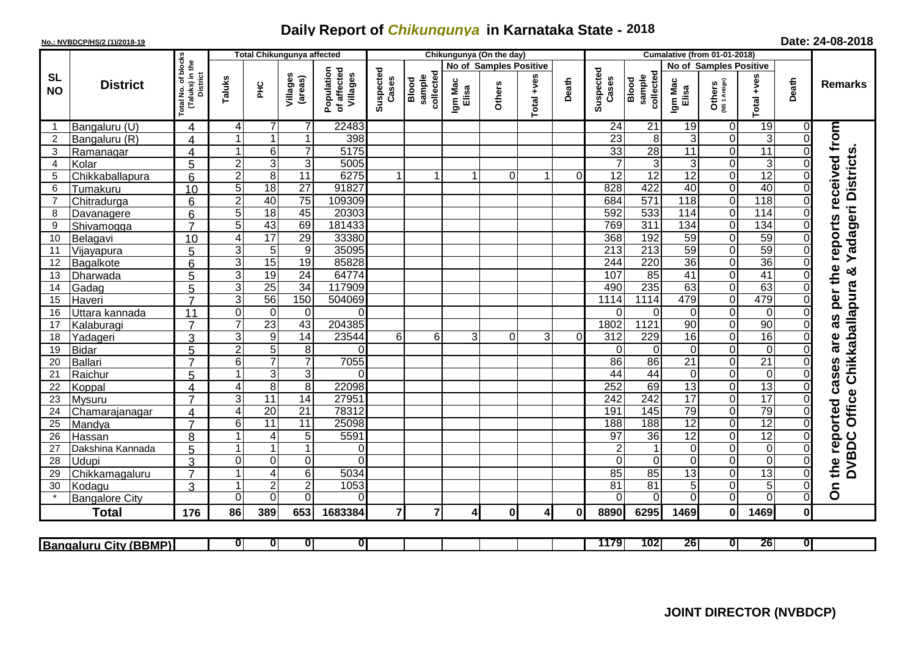# Daily Report of *Chikungunya* in Karnataka State - 2018

**No.: NVBDCP/HS/2 (1)/2018-19**

**Date: 24-08-2018**

| SL NO | District | Total No. of blocks (Taluks) in the District | Total Chikungunya affected | | | | Chikungunya (On the day) | | | | | | Cumalative (from 01-01-2018) | | | | | | Remarks |
|---|---|---|---|---|---|---|---|---|---|---|---|---|---|---|---|---|---|---|---|
| | | | Taluks | PHC | Villages (areas) | Population of affected Villages | Suspected Cases | Blood sample collected | No of Samples Positive | | | Death | Suspected Cases | Blood sample collected | No of Samples Positive | | | Death | |
| | | | | | | | | | Igm Mac Elisa | Others | Total +ves | | | | Igm Mac Elisa | Others (NS 1 Antign) | Total +ves | | |
| 1 | Bangaluru (U) | 4 | 4 | 7 | 7 | 22483 | | | | | | | 24 | 21 | 19 | 0 | 19 | 0 | On the reported cases are as per the reports received from DVBDC Office Chikkaballapura & Yadageri Districts. |
| 2 | Bangaluru (R) | 4 | 1 | 1 | 1 | 398 | | | | | | | 23 | 8 | 3 | 0 | 3 | 0 | |
| 3 | Ramanagar | 4 | 1 | 6 | 7 | 5175 | | | | | | | 33 | 28 | 11 | 0 | 11 | 0 | |
| 4 | Kolar | 5 | 2 | 3 | 3 | 5005 | | | | | | | 7 | 3 | 3 | 0 | 3 | 0 | |
| 5 | Chikkaballapura | 6 | 2 | 8 | 11 | 6275 | 1 | 1 | 1 | 0 | 1 | 0 | 12 | 12 | 12 | 0 | 12 | 0 | |
| 6 | Tumakuru | 10 | 5 | 18 | 27 | 91827 | | | | | | | 828 | 422 | 40 | 0 | 40 | 0 | |
| 7 | Chitradurga | 6 | 2 | 40 | 75 | 109309 | | | | | | | 684 | 571 | 118 | 0 | 118 | 0 | |
| 8 | Davanagere | 6 | 5 | 18 | 45 | 20303 | | | | | | | 592 | 533 | 114 | 0 | 114 | 0 | |
| 9 | Shivamogga | 7 | 5 | 43 | 69 | 181433 | | | | | | | 769 | 311 | 134 | 0 | 134 | 0 | |
| 10 | Belagavi | 10 | 4 | 17 | 29 | 33380 | | | | | | | 368 | 192 | 59 | 0 | 59 | 0 | |
| 11 | Vijayapura | 5 | 3 | 5 | 9 | 35095 | | | | | | | 213 | 213 | 59 | 0 | 59 | 0 | |
| 12 | Bagalkote | 6 | 3 | 15 | 19 | 85828 | | | | | | | 244 | 220 | 36 | 0 | 36 | 0 | |
| 13 | Dharwada | 5 | 3 | 19 | 24 | 64774 | | | | | | | 107 | 85 | 41 | 0 | 41 | 0 | |
| 14 | Gadag | 5 | 3 | 25 | 34 | 117909 | | | | | | | 490 | 235 | 63 | 0 | 63 | 0 | |
| 15 | Haveri | 7 | 3 | 56 | 150 | 504069 | | | | | | | 1114 | 1114 | 479 | 0 | 479 | 0 | |
| 16 | Uttara kannada | 11 | 0 | 0 | 0 | 0 | | | | | | | 0 | 0 | 0 | 0 | 0 | 0 | |
| 17 | Kalaburagi | 7 | 7 | 23 | 43 | 204385 | | | | | | | 1802 | 1121 | 90 | 0 | 90 | 0 | |
| 18 | Yadageri | 3 | 3 | 9 | 14 | 23544 | 6 | 6 | 3 | 0 | 3 | 0 | 312 | 229 | 16 | 0 | 16 | 0 | |
| 19 | Bidar | 5 | 2 | 5 | 8 | 0 | | | | | | | 0 | 0 | 0 | 0 | 0 | 0 | |
| 20 | Ballari | 7 | 6 | 7 | 7 | 7055 | | | | | | | 86 | 86 | 21 | 0 | 21 | 0 | |
| 21 | Raichur | 5 | 1 | 3 | 3 | 0 | | | | | | | 44 | 44 | 0 | 0 | 0 | 0 | |
| 22 | Koppal | 4 | 4 | 8 | 8 | 22098 | | | | | | | 252 | 69 | 13 | 0 | 13 | 0 | |
| 23 | Mysuru | 7 | 3 | 11 | 14 | 27951 | | | | | | | 242 | 242 | 17 | 0 | 17 | 0 | |
| 24 | Chamarajanagar | 4 | 4 | 20 | 21 | 78312 | | | | | | | 191 | 145 | 79 | 0 | 79 | 0 | |
| 25 | Mandya | 7 | 6 | 11 | 11 | 25098 | | | | | | | 188 | 188 | 12 | 0 | 12 | 0 | |
| 26 | Hassan | 8 | 1 | 4 | 5 | 5591 | | | | | | | 97 | 36 | 12 | 0 | 12 | 0 | |
| 27 | Dakshina Kannada | 5 | 1 | 1 | 1 | 0 | | | | | | | 2 | 1 | 0 | 0 | 0 | 0 | |
| 28 | Udupi | 3 | 0 | 0 | 0 | 0 | | | | | | | 0 | 0 | 0 | 0 | 0 | 0 | |
| 29 | Chikkamagaluru | 7 | 1 | 4 | 6 | 5034 | | | | | | | 85 | 85 | 13 | 0 | 13 | 0 | |
| 30 | Kodagu | 3 | 1 | 2 | 2 | 1053 | | | | | | | 81 | 81 | 5 | 0 | 5 | 0 | |
| * | Bangalore City | | 0 | 0 | 0 | 0 | | | | | | | 0 | 0 | 0 | 0 | 0 | 0 | |
| **Total** | | **176** | **86** | **389** | **653** | **1683384** | **7** | **7** | **4** | **0** | **4** | **0** | **8890** | **6295** | **1469** | **0** | **1469** | **0** | |

| Bangaluru City (BBMP) | | | 0 | 0 | 0 | 0 | | | | | | | 1179 | 102 | 26 | 0 | 26 | 0 | |
|---|---|---|---|---|---|---|---|---|---|---|---|---|---|---|---|---|---|---|---|

**JOINT DIRECTOR (NVBDCP)**